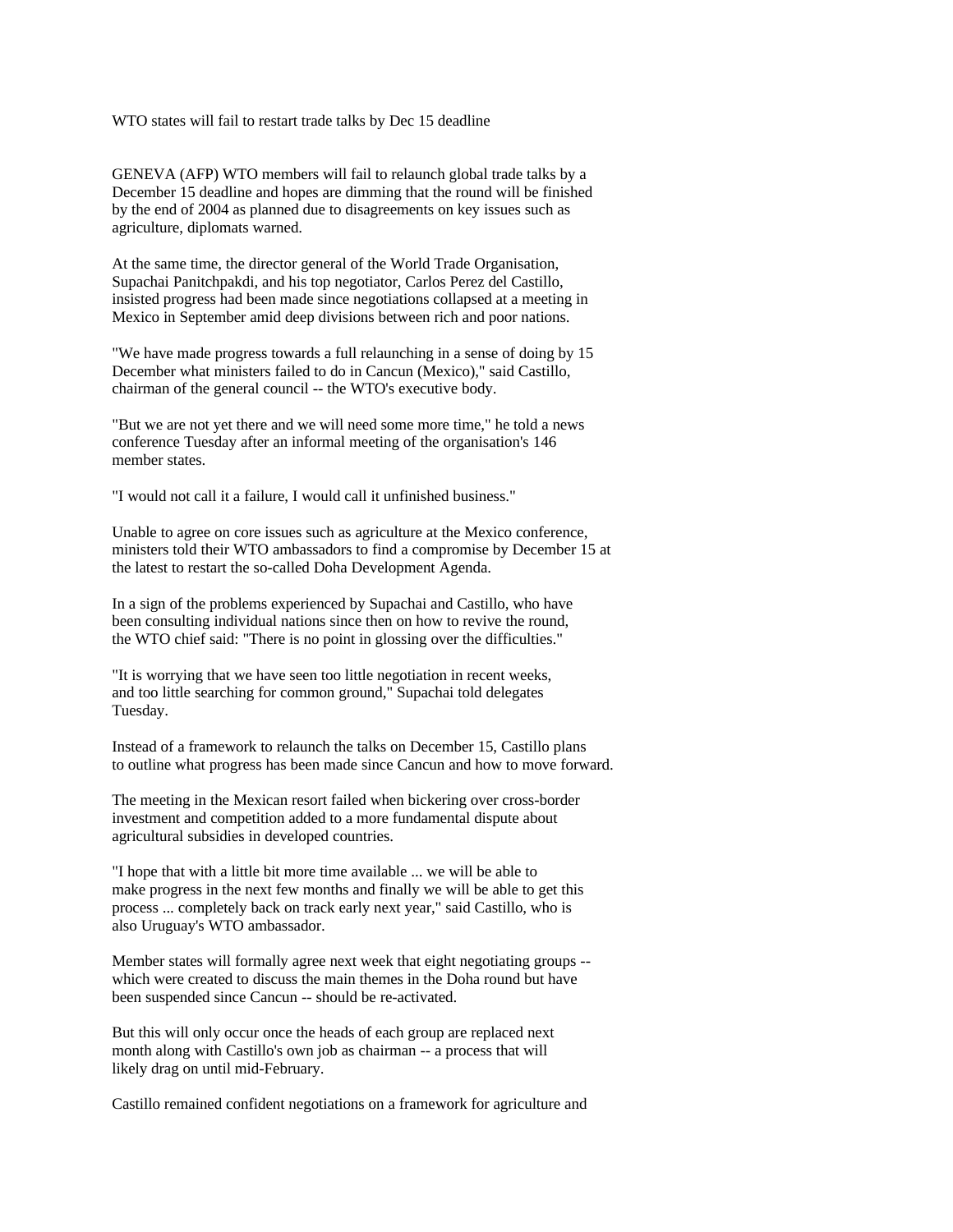# WTO states will fail to restart trade talks by Dec 15 deadline

GENEVA (AFP) WTO members will fail to relaunch global trade talks by a December 15 deadline and hopes are dimming that the round will be finished by the end of 2004 as planned due to disagreements on key issues such as agriculture, diplomats warned.

At the same time, the director general of the World Trade Organisation, Supachai Panitchpakdi, and his top negotiator, Carlos Perez del Castillo, insisted progress had been made since negotiations collapsed at a meeting in Mexico in September amid deep divisions between rich and poor nations.

"We have made progress towards a full relaunching in a sense of doing by 15 December what ministers failed to do in Cancun (Mexico)," said Castillo, chairman of the general council -- the WTO's executive body.

"But we are not yet there and we will need some more time," he told a news conference Tuesday after an informal meeting of the organisation's 146 member states.

"I would not call it a failure, I would call it unfinished business."

Unable to agree on core issues such as agriculture at the Mexico conference, ministers told their WTO ambassadors to find a compromise by December 15 at the latest to restart the so-called Doha Development Agenda.

In a sign of the problems experienced by Supachai and Castillo, who have been consulting individual nations since then on how to revive the round, the WTO chief said: "There is no point in glossing over the difficulties."

"It is worrying that we have seen too little negotiation in recent weeks, and too little searching for common ground," Supachai told delegates Tuesday.

Instead of a framework to relaunch the talks on December 15, Castillo plans to outline what progress has been made since Cancun and how to move forward.

The meeting in the Mexican resort failed when bickering over cross-border investment and competition added to a more fundamental dispute about agricultural subsidies in developed countries.

"I hope that with a little bit more time available ... we will be able to make progress in the next few months and finally we will be able to get this process ... completely back on track early next year," said Castillo, who is also Uruguay's WTO ambassador.

Member states will formally agree next week that eight negotiating groups -- which were created to discuss the main themes in the Doha round but have been suspended since Cancun -- should be re-activated.

But this will only occur once the heads of each group are replaced next month along with Castillo's own job as chairman -- a process that will likely drag on until mid-February.

Castillo remained confident negotiations on a framework for agriculture and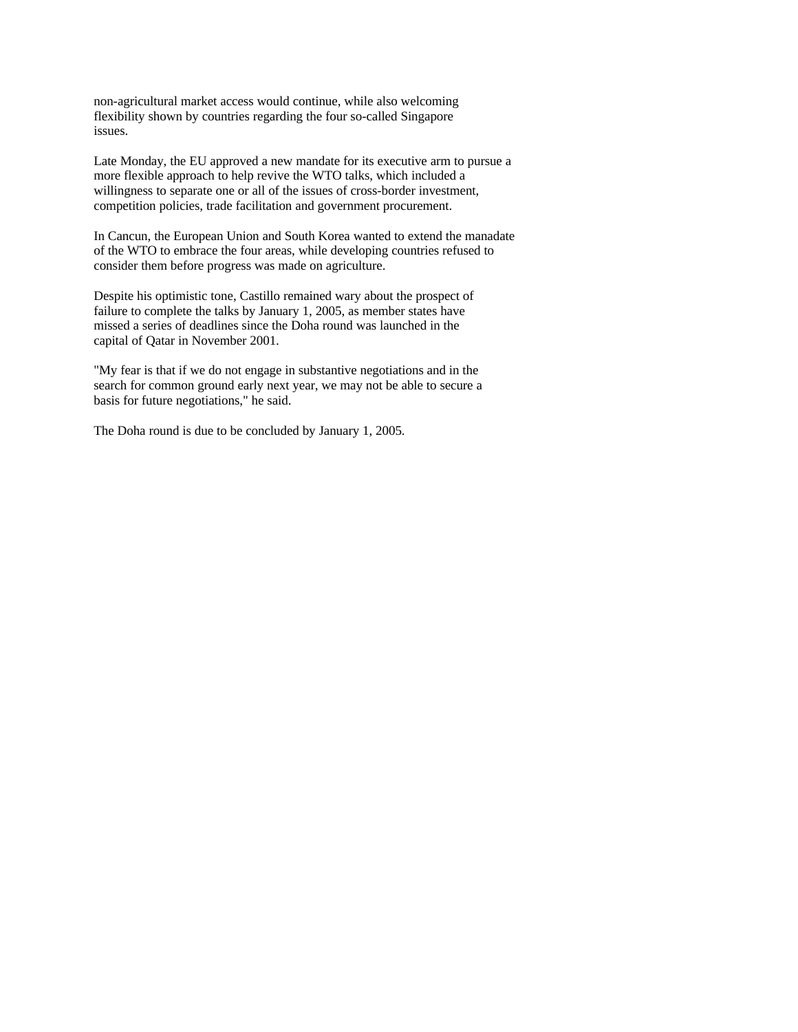non-agricultural market access would continue, while also welcoming flexibility shown by countries regarding the four so-called Singapore issues.

Late Monday, the EU approved a new mandate for its executive arm to pursue a more flexible approach to help revive the WTO talks, which included a willingness to separate one or all of the issues of cross-border investment, competition policies, trade facilitation and government procurement.

In Cancun, the European Union and South Korea wanted to extend the manadate of the WTO to embrace the four areas, while developing countries refused to consider them before progress was made on agriculture.

Despite his optimistic tone, Castillo remained wary about the prospect of failure to complete the talks by January 1, 2005, as member states have missed a series of deadlines since the Doha round was launched in the capital of Qatar in November 2001.

"My fear is that if we do not engage in substantive negotiations and in the search for common ground early next year, we may not be able to secure a basis for future negotiations," he said.

The Doha round is due to be concluded by January 1, 2005.